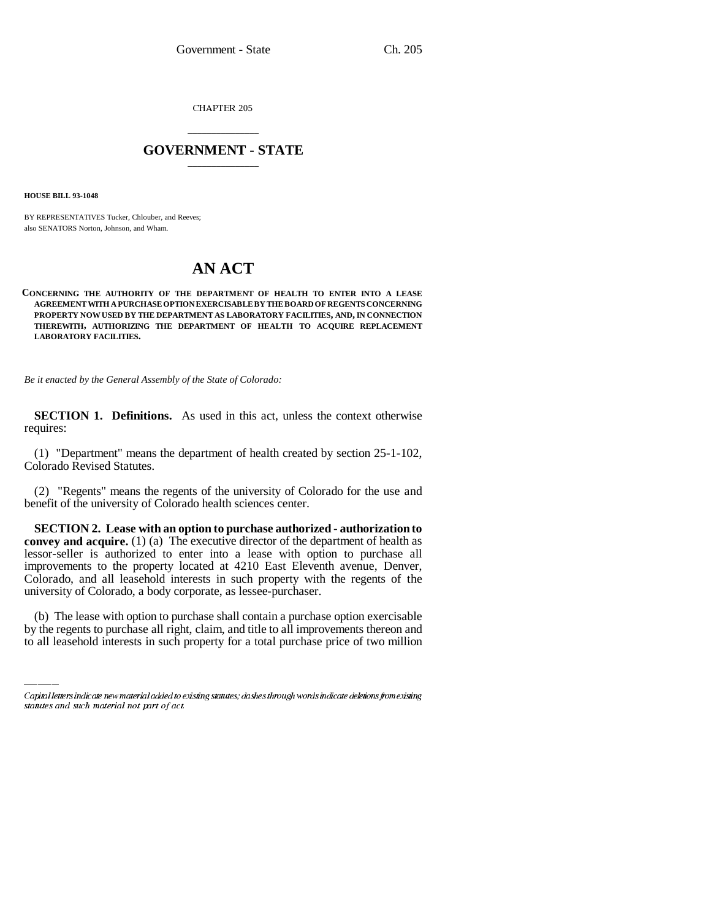CHAPTER 205

# GOVERNMENT - STATE

**HOUSE BILL 93-1048**

BY REPRESENTATIVES Tucker, Chlouber, and Reeves;
also SENATORS Norton, Johnson, and Wham.

# AN ACT

**CONCERNING THE AUTHORITY OF THE DEPARTMENT OF HEALTH TO ENTER INTO A LEASE AGREEMENT WITH A PURCHASE OPTION EXERCISABLE BY THE BOARD OF REGENTS CONCERNING PROPERTY NOW USED BY THE DEPARTMENT AS LABORATORY FACILITIES, AND, IN CONNECTION THEREWITH, AUTHORIZING THE DEPARTMENT OF HEALTH TO ACQUIRE REPLACEMENT LABORATORY FACILITIES.**

*Be it enacted by the General Assembly of the State of Colorado:*

**SECTION 1. Definitions.** As used in this act, unless the context otherwise requires:

(1) "Department" means the department of health created by section 25-1-102, Colorado Revised Statutes.

(2) "Regents" means the regents of the university of Colorado for the use and benefit of the university of Colorado health sciences center.

**SECTION 2. Lease with an option to purchase authorized - authorization to convey and acquire.** (1) (a) The executive director of the department of health as lessor-seller is authorized to enter into a lease with option to purchase all improvements to the property located at 4210 East Eleventh avenue, Denver, Colorado, and all leasehold interests in such property with the regents of the university of Colorado, a body corporate, as lessee-purchaser.

(b) The lease with option to purchase shall contain a purchase option exercisable by the regents to purchase all right, claim, and title to all improvements thereon and to all leasehold interests in such property for a total purchase price of two million

*Capital letters indicate new material added to existing statutes; dashes through words indicate deletions from existing statutes and such material not part of act.*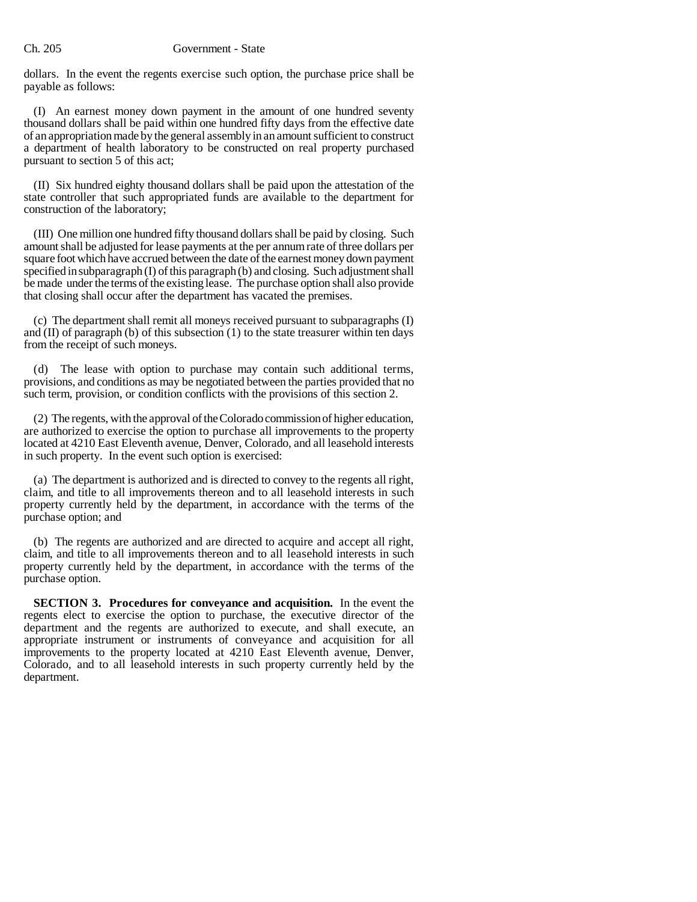dollars. In the event the regents exercise such option, the purchase price shall be payable as follows:

(I) An earnest money down payment in the amount of one hundred seventy thousand dollars shall be paid within one hundred fifty days from the effective date of an appropriation made by the general assembly in an amount sufficient to construct a department of health laboratory to be constructed on real property purchased pursuant to section 5 of this act;

(II) Six hundred eighty thousand dollars shall be paid upon the attestation of the state controller that such appropriated funds are available to the department for construction of the laboratory;

(III) One million one hundred fifty thousand dollars shall be paid by closing. Such amount shall be adjusted for lease payments at the per annum rate of three dollars per square foot which have accrued between the date of the earnest money down payment specified in subparagraph (I) of this paragraph (b) and closing. Such adjustment shall be made under the terms of the existing lease. The purchase option shall also provide that closing shall occur after the department has vacated the premises.

(c) The department shall remit all moneys received pursuant to subparagraphs (I) and (II) of paragraph (b) of this subsection (1) to the state treasurer within ten days from the receipt of such moneys.

(d) The lease with option to purchase may contain such additional terms, provisions, and conditions as may be negotiated between the parties provided that no such term, provision, or condition conflicts with the provisions of this section 2.

(2) The regents, with the approval of the Colorado commission of higher education, are authorized to exercise the option to purchase all improvements to the property located at 4210 East Eleventh avenue, Denver, Colorado, and all leasehold interests in such property. In the event such option is exercised:

(a) The department is authorized and is directed to convey to the regents all right, claim, and title to all improvements thereon and to all leasehold interests in such property currently held by the department, in accordance with the terms of the purchase option; and

(b) The regents are authorized and are directed to acquire and accept all right, claim, and title to all improvements thereon and to all leasehold interests in such property currently held by the department, in accordance with the terms of the purchase option.

**SECTION 3. Procedures for conveyance and acquisition.** In the event the regents elect to exercise the option to purchase, the executive director of the department and the regents are authorized to execute, and shall execute, an appropriate instrument or instruments of conveyance and acquisition for all improvements to the property located at 4210 East Eleventh avenue, Denver, Colorado, and to all leasehold interests in such property currently held by the department.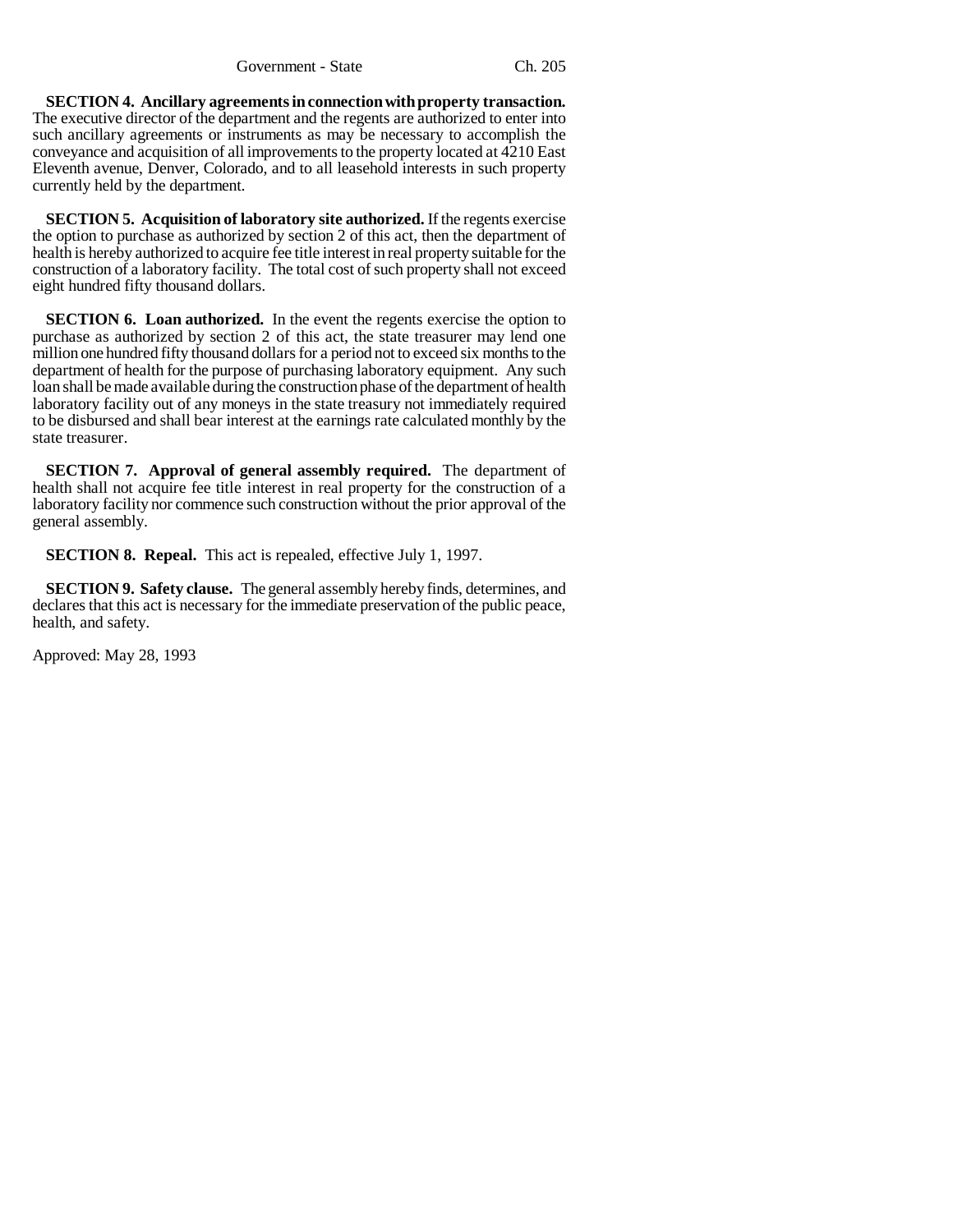**SECTION 4. Ancillary agreements in connection with property transaction.** The executive director of the department and the regents are authorized to enter into such ancillary agreements or instruments as may be necessary to accomplish the conveyance and acquisition of all improvements to the property located at 4210 East Eleventh avenue, Denver, Colorado, and to all leasehold interests in such property currently held by the department.

**SECTION 5. Acquisition of laboratory site authorized.** If the regents exercise the option to purchase as authorized by section 2 of this act, then the department of health is hereby authorized to acquire fee title interest in real property suitable for the construction of a laboratory facility. The total cost of such property shall not exceed eight hundred fifty thousand dollars.

**SECTION 6. Loan authorized.** In the event the regents exercise the option to purchase as authorized by section 2 of this act, the state treasurer may lend one million one hundred fifty thousand dollars for a period not to exceed six months to the department of health for the purpose of purchasing laboratory equipment. Any such loan shall be made available during the construction phase of the department of health laboratory facility out of any moneys in the state treasury not immediately required to be disbursed and shall bear interest at the earnings rate calculated monthly by the state treasurer.

**SECTION 7. Approval of general assembly required.** The department of health shall not acquire fee title interest in real property for the construction of a laboratory facility nor commence such construction without the prior approval of the general assembly.

**SECTION 8. Repeal.** This act is repealed, effective July 1, 1997.

**SECTION 9. Safety clause.** The general assembly hereby finds, determines, and declares that this act is necessary for the immediate preservation of the public peace, health, and safety.

Approved: May 28, 1993